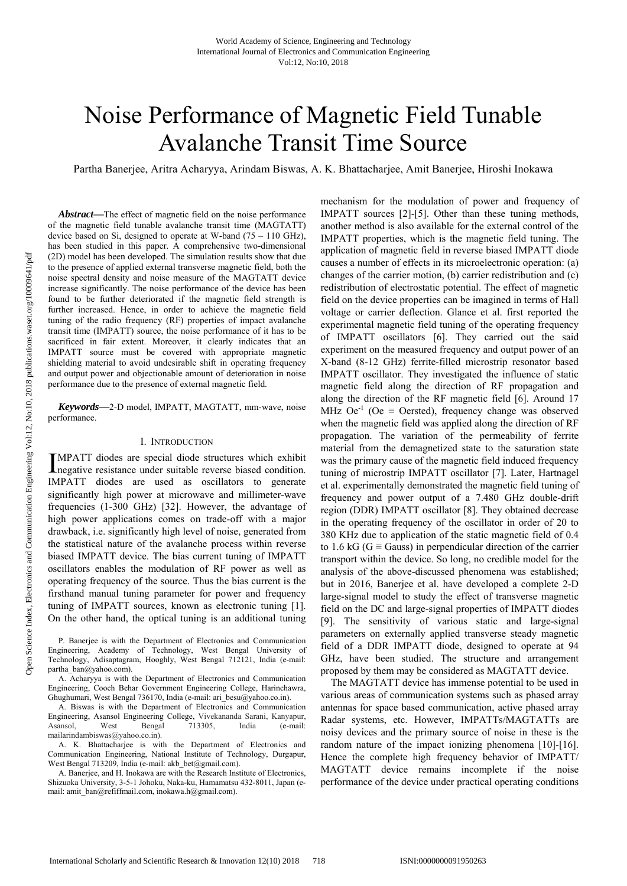# Noise Performance of Magnetic Field Tunable Avalanche Transit Time Source

Partha Banerjee, Aritra Acharyya, Arindam Biswas, A. K. Bhattacharjee, Amit Banerjee, Hiroshi Inokawa

***Abstract*****—**The effect of magnetic field on the noise performance of the magnetic field tunable avalanche transit time (MAGTATT) device based on Si, designed to operate at W-band (75 – 110 GHz), has been studied in this paper. A comprehensive two-dimensional (2D) model has been developed. The simulation results show that due to the presence of applied external transverse magnetic field, both the noise spectral density and noise measure of the MAGTATT device increase significantly. The noise performance of the device has been found to be further deteriorated if the magnetic field strength is further increased. Hence, in order to achieve the magnetic field tuning of the radio frequency (RF) properties of impact avalanche transit time (IMPATT) source, the noise performance of it has to be sacrificed in fair extent. Moreover, it clearly indicates that an IMPATT source must be covered with appropriate magnetic shielding material to avoid undesirable shift in operating frequency and output power and objectionable amount of deterioration in noise performance due to the presence of external magnetic field.

***Keywords*****—**2-D model, IMPATT, MAGTATT, mm-wave, noise performance.

## I. Introduction

IMPATT diodes are special diode structures which exhibit negative resistance under suitable reverse biased condition. IMPATT diodes are used as oscillators to generate significantly high power at microwave and millimeter-wave frequencies (1-300 GHz) [32]. However, the advantage of high power applications comes on trade-off with a major drawback, i.e. significantly high level of noise, generated from the statistical nature of the avalanche process within reverse biased IMPATT device. The bias current tuning of IMPATT oscillators enables the modulation of RF power as well as operating frequency of the source. Thus the bias current is the firsthand manual tuning parameter for power and frequency tuning of IMPATT sources, known as electronic tuning [1]. On the other hand, the optical tuning is an additional tuning mechanism for the modulation of power and frequency of IMPATT sources [2]-[5]. Other than these tuning methods, another method is also available for the external control of the IMPATT properties, which is the magnetic field tuning. The application of magnetic field in reverse biased IMPATT diode causes a number of effects in its microelectronic operation: (a) changes of the carrier motion, (b) carrier redistribution and (c) redistribution of electrostatic potential. The effect of magnetic field on the device properties can be imagined in terms of Hall voltage or carrier deflection. Glance et al. first reported the experimental magnetic field tuning of the operating frequency of IMPATT oscillators [6]. They carried out the said experiment on the measured frequency and output power of an X-band (8-12 GHz) ferrite-filled microstrip resonator based IMPATT oscillator. They investigated the influence of static magnetic field along the direction of RF propagation and along the direction of the RF magnetic field [6]. Around 17 MHz $Oe^{-1}$ (Oe ≡ Oersted), frequency change was observed when the magnetic field was applied along the direction of RF propagation. The variation of the permeability of ferrite material from the demagnetized state to the saturation state was the primary cause of the magnetic field induced frequency tuning of microstrip IMPATT oscillator [7]. Later, Hartnagel et al. experimentally demonstrated the magnetic field tuning of frequency and power output of a 7.480 GHz double-drift region (DDR) IMPATT oscillator [8]. They obtained decrease in the operating frequency of the oscillator in order of 20 to 380 KHz due to application of the static magnetic field of 0.4 to 1.6 kG (G ≡ Gauss) in perpendicular direction of the carrier transport within the device. So long, no credible model for the analysis of the above-discussed phenomena was established; but in 2016, Banerjee et al. have developed a complete 2-D large-signal model to study the effect of transverse magnetic field on the DC and large-signal properties of IMPATT diodes [9]. The sensitivity of various static and large-signal parameters on externally applied transverse steady magnetic field of a DDR IMPATT diode, designed to operate at 94 GHz, have been studied. The structure and arrangement proposed by them may be considered as MAGTATT device.

The MAGTATT device has immense potential to be used in various areas of communication systems such as phased array antennas for space based communication, active phased array Radar systems, etc. However, IMPATTs/MAGTATTs are noisy devices and the primary source of noise in these is the random nature of the impact ionizing phenomena [10]-[16]. Hence the complete high frequency behavior of IMPATT/ MAGTATT device remains incomplete if the noise performance of the device under practical operating conditions

P. Banerjee is with the Department of Electronics and Communication Engineering, Academy of Technology, West Bengal University of Technology, Adisaptagram, Hooghly, West Bengal 712121, India (e-mail: partha_ban@yahoo.com).

A. Acharyya is with the Department of Electronics and Communication Engineering, Cooch Behar Government Engineering College, Harinchawra, Ghughumari, West Bengal 736170, India (e-mail: ari_besu@yahoo.co.in).

A. Biswas is with the Department of Electronics and Communication Engineering, Asansol Engineering College, Vivekananda Sarani, Kanyapur, Asansol, West Bengal 713305, India (e-mail: mailarindambiswas@yahoo.co.in).

A. K. Bhattacharjee is with the Department of Electronics and Communication Engineering, National Institute of Technology, Durgapur, West Bengal 713209, India (e-mail: akb_bet@gmail.com).

A. Banerjee, and H. Inokawa are with the Research Institute of Electronics, Shizuoka University, 3-5-1 Johoku, Naka-ku, Hamamatsu 432-8011, Japan (e-mail: amit_ban@refiffmail.com, inokawa.h@gmail.com).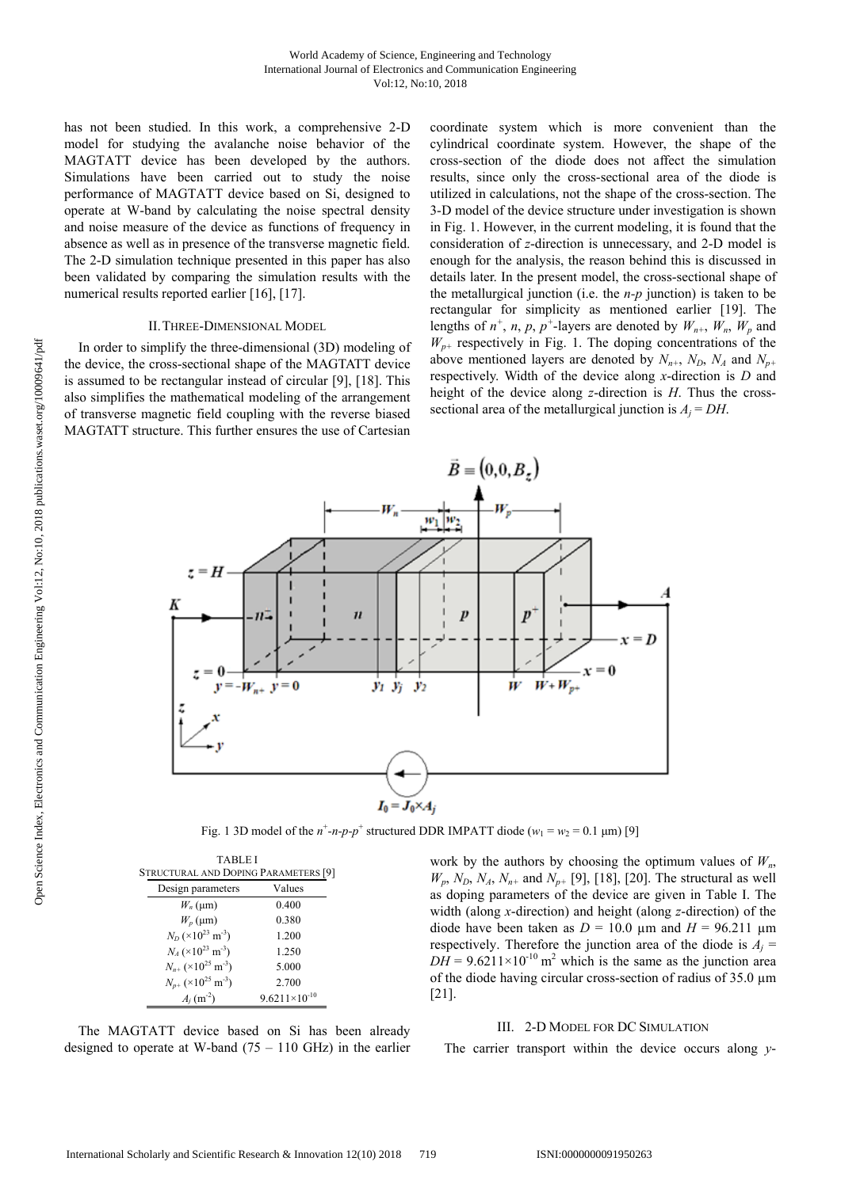has not been studied. In this work, a comprehensive 2-D model for studying the avalanche noise behavior of the MAGTATT device has been developed by the authors. Simulations have been carried out to study the noise performance of MAGTATT device based on Si, designed to operate at W-band by calculating the noise spectral density and noise measure of the device as functions of frequency in absence as well as in presence of the transverse magnetic field. The 2-D simulation technique presented in this paper has also been validated by comparing the simulation results with the numerical results reported earlier [16], [17].

## II. Three-Dimensional Model

In order to simplify the three-dimensional (3D) modeling of the device, the cross-sectional shape of the MAGTATT device is assumed to be rectangular instead of circular [9], [18]. This also simplifies the mathematical modeling of the arrangement of transverse magnetic field coupling with the reverse biased MAGTATT structure. This further ensures the use of Cartesian coordinate system which is more convenient than the cylindrical coordinate system. However, the shape of the cross-section of the diode does not affect the simulation results, since only the cross-sectional area of the diode is utilized in calculations, not the shape of the cross-section. The 3-D model of the device structure under investigation is shown in Fig. 1. However, in the current modeling, it is found that the consideration of *z*-direction is unnecessary, and 2-D model is enough for the analysis, the reason behind this is discussed in details later. In the present model, the cross-sectional shape of the metallurgical junction (i.e. the *n*-*p* junction) is taken to be rectangular for simplicity as mentioned earlier [19]. The lengths of $n^+$, $n$, $p$, $p^+$-layers are denoted by $W_{n+}$, $W_n$, $W_p$ and $W_{p+}$ respectively in Fig. 1. The doping concentrations of the above mentioned layers are denoted by $N_{n+}$, $N_D$, $N_A$ and $N_{p+}$ respectively. Width of the device along *x*-direction is $D$ and height of the device along *z*-direction is $H$. Thus the cross-sectional area of the metallurgical junction is $A_j = DH$.

Fig. 1 3D model of the $n^+$-$n$-$p$-$p^+$ structured DDR IMPATT diode ($w_1 = w_2 = 0.1$ μm) [9]

TABLE I
Structural and Doping Parameters [9]

| Design parameters | Values |
|---|---|
| $W_n$ (μm) | 0.400 |
| $W_p$ (μm) | 0.380 |
| $N_D$ ($\times10^{23}$ m$^{-3}$) | 1.200 |
| $N_A$ ($\times10^{23}$ m$^{-3}$) | 1.250 |
| $N_{n+}$ ($\times10^{25}$ m$^{-3}$) | 5.000 |
| $N_{p+}$ ($\times10^{25}$ m$^{-3}$) | 2.700 |
| $A_j$ (m$^{-2}$) | $9.6211\times10^{-10}$ |

The MAGTATT device based on Si has been already designed to operate at W-band (75 – 110 GHz) in the earlier work by the authors by choosing the optimum values of $W_n$, $W_p$, $N_D$, $N_A$, $N_{n+}$ and $N_{p+}$ [9], [18], [20]. The structural as well as doping parameters of the device are given in Table I. The width (along *x*-direction) and height (along *z*-direction) of the diode have been taken as $D = 10.0$ μm and $H = 96.211$ μm respectively. Therefore the junction area of the diode is $A_j = DH = 9.6211\times10^{-10}$ m$^2$ which is the same as the junction area of the diode having circular cross-section of radius of 35.0 μm [21].

## III. 2-D Model for DC Simulation

The carrier transport within the device occurs along *y*-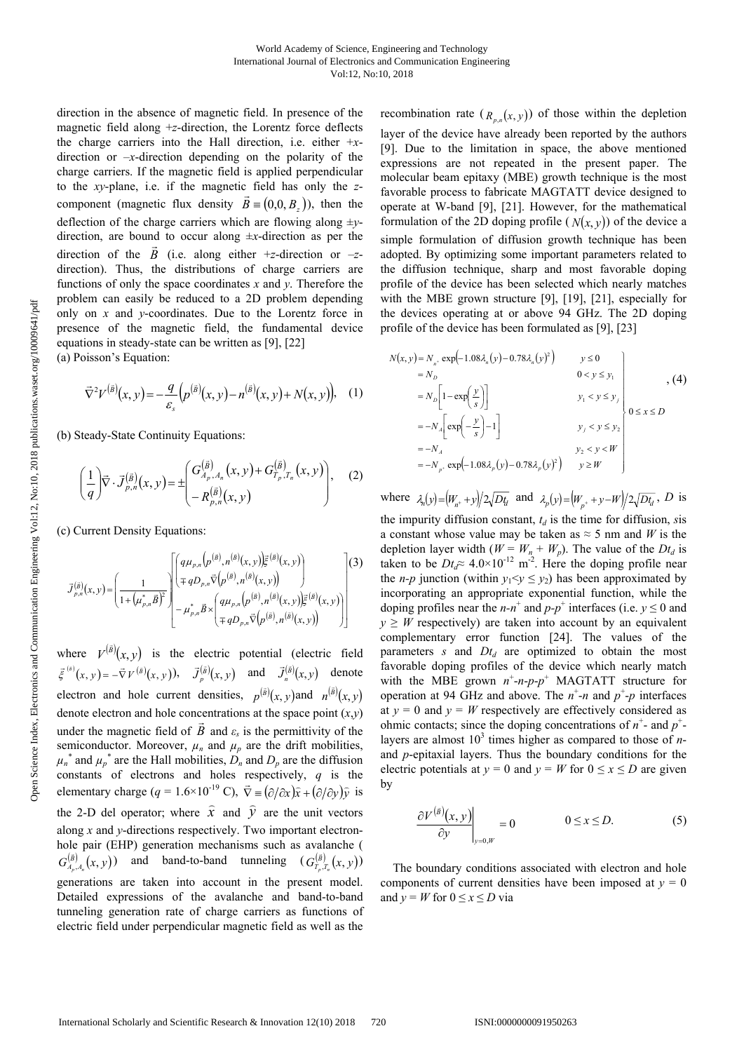direction in the absence of magnetic field. In presence of the magnetic field along +$z$-direction, the Lorentz force deflects the charge carriers into the Hall direction, i.e. either +$x$-direction or –$x$-direction depending on the polarity of the charge carriers. If the magnetic field is applied perpendicular to the $xy$-plane, i.e. if the magnetic field has only the $z$-component (magnetic flux density $\vec{B} \equiv (0,0,B_z)$), then the deflection of the charge carriers which are flowing along $\pm y$-direction, are bound to occur along $\pm x$-direction as per the direction of the $\vec{B}$ (i.e. along either +$z$-direction or –$z$-direction). Thus, the distributions of charge carriers are functions of only the space coordinates $x$ and $y$. Therefore the problem can easily be reduced to a 2D problem depending only on $x$ and $y$-coordinates. Due to the Lorentz force in presence of the magnetic field, the fundamental device equations in steady-state can be written as [9], [22]

(a) Poisson's Equation:

$$\vec{\nabla}^2 V^{(\vec{B})}(x,y) = -\frac{q}{\varepsilon_s}\left(p^{(\vec{B})}(x,y) - n^{(\vec{B})}(x,y) + N(x,y)\right), \quad (1)$$

(b) Steady-State Continuity Equations:

$$\left(\frac{1}{q}\right)\vec{\nabla}\cdot\vec{J}^{(\vec{B})}_{p,n}(x,y) = \pm\begin{pmatrix} G^{(\vec{B})}_{A_p,A_n}(x,y) + G^{(\vec{B})}_{T_p,T_n}(x,y) \\ -R^{(\vec{B})}_{p,n}(x,y)\end{pmatrix}, \quad (2)$$

(c) Current Density Equations:

$$\vec{J}^{(\vec{B})}_{p,n}(x,y) = \left(\frac{1}{1+\left(\mu^*_{p,n}\vec{B}\right)^2}\right)\begin{bmatrix}\begin{pmatrix} q\mu_{p,n}\left(p^{(\vec{B})}, n^{(\vec{B})}(x,y)\right)\vec{\xi}^{(\vec{B})}(x,y) \\ \mp qD_{p,n}\vec{\nabla}\left(p^{(\vec{B})}, n^{(\vec{B})}(x,y)\right)\end{pmatrix} \\ -\mu^*_{p,n}\vec{B}\times\begin{pmatrix} q\mu_{p,n}\left(p^{(\vec{B})}, n^{(\vec{B})}(x,y)\right)\vec{\xi}^{(\vec{B})}(x,y) \\ \mp qD_{p,n}\vec{\nabla}\left(p^{(\vec{B})}, n^{(\vec{B})}(x,y)\right)\end{pmatrix}\end{bmatrix} \quad (3)$$

where $V^{(\vec{B})}(x,y)$ is the electric potential (electric field $\vec{\xi}^{(\vec{B})}(x,y) = -\vec{\nabla}V^{(\vec{B})}(x,y)$), $\vec{J}^{(\vec{B})}_p(x,y)$ and $\vec{J}^{(\vec{B})}_n(x,y)$ denote electron and hole current densities, $p^{(\vec{B})}(x,y)$ and $n^{(\vec{B})}(x,y)$ denote electron and hole concentrations at the space point $(x,y)$ under the magnetic field of $\vec{B}$ and $\varepsilon_s$ is the permittivity of the semiconductor. Moreover, $\mu_n$ and $\mu_p$ are the drift mobilities, $\mu_n^*$ and $\mu_p^*$ are the Hall mobilities, $D_n$ and $D_p$ are the diffusion constants of electrons and holes respectively, $q$ is the elementary charge ($q = 1.6\times10^{-19}$ C), $\vec{\nabla} \equiv (\partial/\partial x)\hat{x} + (\partial/\partial y)\hat{y}$ is the 2-D del operator; where $\hat{x}$ and $\hat{y}$ are the unit vectors along $x$ and $y$-directions respectively. Two important electron-hole pair (EHP) generation mechanisms such as avalanche ($G^{(\vec{B})}_{A_p,A_n}(x,y)$) and band-to-band tunneling ($G^{(\vec{B})}_{T_p,T_n}(x,y)$) generations are taken into account in the present model. Detailed expressions of the avalanche and band-to-band tunneling generation rate of charge carriers as functions of electric field under perpendicular magnetic field as well as the recombination rate ($R_{p,n}(x,y)$) of those within the depletion layer of the device have already been reported by the authors [9]. Due to the limitation in space, the above mentioned expressions are not repeated in the present paper. The molecular beam epitaxy (MBE) growth technique is the most favorable process to fabricate MAGTATT device designed to operate at W-band [9], [21]. However, for the mathematical formulation of the 2D doping profile ($N(x,y)$) of the device a simple formulation of diffusion growth technique has been adopted. By optimizing some important parameters related to the diffusion technique, sharp and most favorable doping profile of the device has been selected which nearly matches with the MBE grown structure [9], [19], [21], especially for the devices operating at or above 94 GHz. The 2D doping profile of the device has been formulated as [9], [23]

$$\left.\begin{aligned} N(x,y) &= N_{n^+}\exp\left(-1.08\lambda_n(y) - 0.78\lambda_n(y)^2\right) && y \le 0 \\ &= N_D && 0 < y \le y_1 \\ &= N_D\left[1 - \exp\left(\frac{y}{s}\right)\right] && y_1 < y \le y_j \\ &= -N_A\left[\exp\left(-\frac{y}{s}\right) - 1\right] && y_j < y \le y_2 \\ &= -N_A && y_2 < y < W \\ &= -N_{p^+}\exp\left(-1.08\lambda_p(y) - 0.78\lambda_p(y)^2\right) && y \ge W \end{aligned}\right\} 0 \le x \le D \quad (4)$$

where $\lambda_n(y) = \left(W_{n^+} + y\right)/2\sqrt{Dt_d}$ and $\lambda_p(y) = \left(W_{p^+} + y - W\right)/2\sqrt{Dt_d}$, $D$ is the impurity diffusion constant, $t_d$ is the time for diffusion, $s$ is a constant whose value may be taken as ≈ 5 nm and $W$ is the depletion layer width ($W = W_n + W_p$). The value of the $Dt_d$ is taken to be $Dt_d \approx 4.0\times10^{-12}$ m$^{-2}$. Here the doping profile near the $n$-$p$ junction (within $y_1 < y \le y_2$) has been approximated by incorporating an appropriate exponential function, while the doping profiles near the $n$-$n^+$ and $p$-$p^+$ interfaces (i.e. $y \le 0$ and $y \ge W$ respectively) are taken into account by an equivalent complementary error function [24]. The values of the parameters $s$ and $Dt_d$ are optimized to obtain the most favorable doping profiles of the device which nearly match with the MBE grown $n^+$-$n$-$p$-$p^+$ MAGTATT structure for operation at 94 GHz and above. The $n^+$-$n$ and $p^+$-$p$ interfaces at $y = 0$ and $y = W$ respectively are effectively considered as ohmic contacts; since the doping concentrations of $n^+$- and $p^+$-layers are almost $10^3$ times higher as compared to those of $n$- and $p$-epitaxial layers. Thus the boundary conditions for the electric potentials at $y = 0$ and $y = W$ for $0 \le x \le D$ are given by

$$\left.\frac{\partial V^{(\vec{B})}(x,y)}{\partial y}\right|_{y=0,W} = 0 \qquad 0 \le x \le D. \quad (5)$$

The boundary conditions associated with electron and hole components of current densities have been imposed at $y = 0$ and $y = W$ for $0 \le x \le D$ via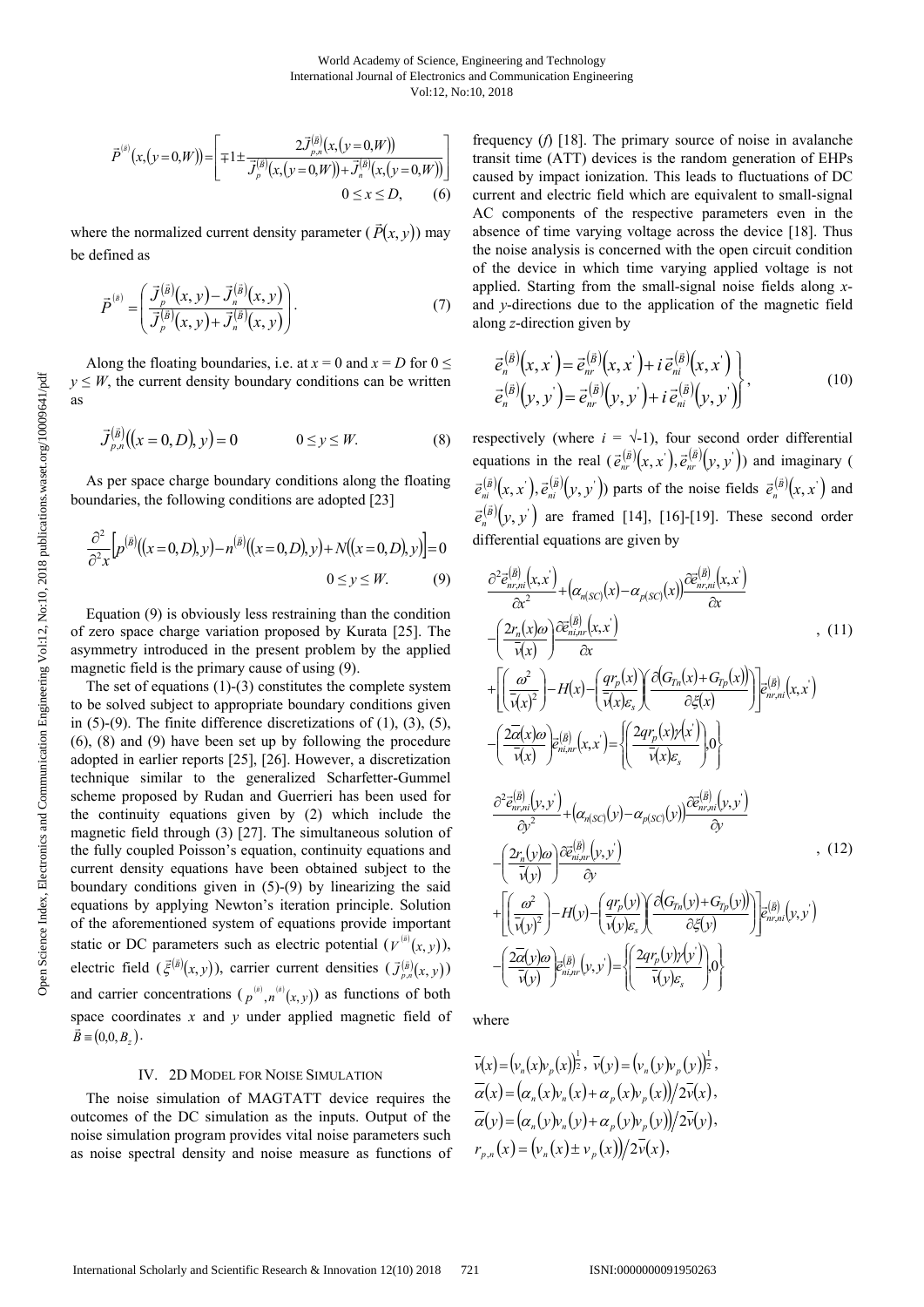$$\vec{P}^{(\vec{B})}(x,(y=0,W)) = \left[ \mp 1 \pm \frac{2\vec{J}_{p,n}^{(\vec{B})}(x,(y=0,W))}{\vec{J}_p^{(\vec{B})}(x,(y=0,W)) + \vec{J}_n^{(\vec{B})}(x,(y=0,W))} \right]$$
$$0 \le x \le D, \qquad (6)$$

where the normalized current density parameter ($\vec{P}(x,y)$) may be defined as

$$\vec{P}^{(\vec{B})} = \left( \frac{\vec{J}_p^{(\vec{B})}(x,y) - \vec{J}_n^{(\vec{B})}(x,y)}{\vec{J}_p^{(\vec{B})}(x,y) + \vec{J}_n^{(\vec{B})}(x,y)} \right). \qquad (7)$$

Along the floating boundaries, i.e. at $x = 0$ and $x = D$ for $0 \le y \le W$, the current density boundary conditions can be written as

$$\vec{J}_{p,n}^{(\vec{B})}((x=0,D),y) = 0 \qquad 0 \le y \le W. \qquad (8)$$

As per space charge boundary conditions along the floating boundaries, the following conditions are adopted [23]

$$\frac{\partial^2}{\partial^2 x}\left[ p^{(\vec{B})}((x=0,D),y) - n^{(\vec{B})}((x=0,D),y) + N((x=0,D),y) \right] = 0$$
$$0 \le y \le W. \qquad (9)$$

Equation (9) is obviously less restraining than the condition of zero space charge variation proposed by Kurata [25]. The asymmetry introduced in the present problem by the applied magnetic field is the primary cause of using (9).

The set of equations (1)-(3) constitutes the complete system to be solved subject to appropriate boundary conditions given in (5)-(9). The finite difference discretizations of (1), (3), (5), (6), (8) and (9) have been set up by following the procedure adopted in earlier reports [25], [26]. However, a discretization technique similar to the generalized Scharfetter-Gummel scheme proposed by Rudan and Guerrieri has been used for the continuity equations given by (2) which include the magnetic field through (3) [27]. The simultaneous solution of the fully coupled Poisson's equation, continuity equations and current density equations have been obtained subject to the boundary conditions given in (5)-(9) by linearizing the said equations by applying Newton's iteration principle. Solution of the aforementioned system of equations provide important static or DC parameters such as electric potential ($V^{(\vec{B})}(x,y)$), electric field ($\vec{\xi}^{(\vec{B})}(x,y)$), carrier current densities ($\vec{J}_{p,n}^{(\vec{B})}(x,y)$) and carrier concentrations ($p^{(\vec{B})}, n^{(\vec{B})}(x,y)$) as functions of both space coordinates $x$ and $y$ under applied magnetic field of $\vec{B} \equiv (0,0,B_z)$.

## IV. 2D Model for Noise Simulation

The noise simulation of MAGTATT device requires the outcomes of the DC simulation as the inputs. Output of the noise simulation program provides vital noise parameters such as noise spectral density and noise measure as functions of frequency ($f$) [18]. The primary source of noise in avalanche transit time (ATT) devices is the random generation of EHPs caused by impact ionization. This leads to fluctuations of DC current and electric field which are equivalent to small-signal AC components of the respective parameters even in the absence of time varying voltage across the device [18]. Thus the noise analysis is concerned with the open circuit condition of the device in which time varying applied voltage is not applied. Starting from the small-signal noise fields along $x$- and $y$-directions due to the application of the magnetic field along $z$-direction given by

$$\left.\begin{aligned} \vec{e}_n^{(\vec{B})}(x,x') &= \vec{e}_{nr}^{(\vec{B})}(x,x') + i\,\vec{e}_{ni}^{(\vec{B})}(x,x') \\ \vec{e}_n^{(\vec{B})}(y,y') &= \vec{e}_{nr}^{(\vec{B})}(y,y') + i\,\vec{e}_{ni}^{(\vec{B})}(y,y') \end{aligned}\right\}, \qquad (10)$$

respectively (where $i = \sqrt{-1}$), four second order differential equations in the real ($\vec{e}_{nr}^{(\vec{B})}(x,x'), \vec{e}_{nr}^{(\vec{B})}(y,y')$) and imaginary ($\vec{e}_{ni}^{(\vec{B})}(x,x'), \vec{e}_{ni}^{(\vec{B})}(y,y')$) parts of the noise fields $\vec{e}_n^{(\vec{B})}(x,x')$ and $\vec{e}_n^{(\vec{B})}(y,y')$ are framed [14], [16]-[19]. These second order differential equations are given by

$$\begin{aligned} &\frac{\partial^2 \vec{e}_{nr,ni}^{(\vec{B})}(x,x')}{\partial x^2} + \left(\alpha_{n(SC)}(x) - \alpha_{p(SC)}(x)\right)\frac{\partial \vec{e}_{nr,ni}^{(\vec{B})}(x,x')}{\partial x} \\ &- \left(\frac{2r_n(x)\omega}{\bar{v}(x)}\right)\frac{\partial \vec{e}_{ni,nr}^{(\vec{B})}(x,x')}{\partial x} \\ &+ \left[\left(\frac{\omega^2}{\bar{v}(x)^2}\right) - H(x) - \left(\frac{q r_p(x)}{\bar{v}(x)\varepsilon_s}\right)\left(\frac{\partial\left(G_{Tn}(x) + G_{Tp}(x)\right)}{\partial \xi(x)}\right)\right]\vec{e}_{nr,ni}^{(\vec{B})}(x,x') \\ &- \left(\frac{2\bar{\alpha}(x)\omega}{\bar{v}(x)}\right)\vec{e}_{ni,nr}^{(\vec{B})}(x,x') = \left\{\left(\frac{2q r_p(x)\gamma(x')}{\bar{v}(x)\varepsilon_s}\right), 0\right\} \end{aligned}, \qquad (11)$$

$$\begin{aligned} &\frac{\partial^2 \vec{e}_{nr,ni}^{(\vec{B})}(y,y')}{\partial y^2} + \left(\alpha_{n(SC)}(y) - \alpha_{p(SC)}(y)\right)\frac{\partial \vec{e}_{nr,ni}^{(\vec{B})}(y,y')}{\partial y} \\ &- \left(\frac{2r_n(y)\omega}{\bar{v}(y)}\right)\frac{\partial \vec{e}_{ni,nr}^{(\vec{B})}(y,y')}{\partial y} \\ &+ \left[\left(\frac{\omega^2}{\bar{v}(y)^2}\right) - H(y) - \left(\frac{q r_p(y)}{\bar{v}(y)\varepsilon_s}\right)\left(\frac{\partial\left(G_{Tn}(y) + G_{Tp}(y)\right)}{\partial \xi(y)}\right)\right]\vec{e}_{nr,ni}^{(\vec{B})}(y,y') \\ &- \left(\frac{2\bar{\alpha}(y)\omega}{\bar{v}(y)}\right)\vec{e}_{ni,nr}^{(\vec{B})}(y,y') = \left\{\left(\frac{2q r_p(y)\gamma(y')}{\bar{v}(y)\varepsilon_s}\right), 0\right\} \end{aligned}, \qquad (12)$$

where

$$\bar{v}(x) = \left(v_n(x)v_p(x)\right)^{\frac{1}{2}},\ \bar{v}(y) = \left(v_n(y)v_p(y)\right)^{\frac{1}{2}},$$
$$\bar{\alpha}(x) = \left(\alpha_n(x)v_n(x) + \alpha_p(x)v_p(x)\right)/2\bar{v}(x),$$
$$\bar{\alpha}(y) = \left(\alpha_n(y)v_n(y) + \alpha_p(y)v_p(y)\right)/2\bar{v}(y),$$
$$r_{p,n}(x) = \left(v_n(x) \pm v_p(x)\right)/2\bar{v}(x),$$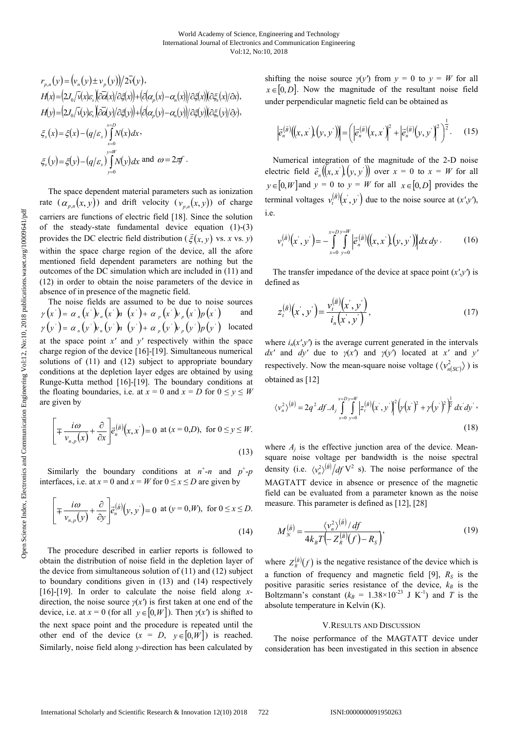$$r_{p,n}(y) = \left(v_n(y) \pm v_p(y)\right) / 2\bar{v}(y),$$

$$H(x) = \left(2J_0/\bar{v}(x)\varepsilon_s\right)\left(\partial\bar{\alpha}(x)/\partial\xi(x)\right) + \left(\partial\left(\alpha_p(x) - \alpha_n(x)\right)/\partial\xi(x)\right)\left(\partial\xi_s(x)/\partial x\right),$$

$$H(y) = \left(2J_0/\bar{v}(y)\varepsilon_s\right)\left(\partial\bar{\alpha}(y)/\partial\xi(y)\right) + \left(\partial\left(\alpha_p(y) - \alpha_n(y)\right)/\partial\xi(y)\right)\left(\partial\xi_s(y)/\partial y\right),$$

$$\xi_s(x) = \xi(x) - \left(q/\varepsilon_s\right)\int_{x=0}^{x=D} N(x)\,dx,$$

$$\xi_s(y) = \xi(y) - \left(q/\varepsilon_s\right)\int_{y=0}^{y=W} N(y)\,dy \text{ and } \omega = 2\pi f.$$

The space dependent material parameters such as ionization rate ($\alpha_{p,n}(x,y)$) and drift velocity ($v_{p,n}(x,y)$) of charge carriers are functions of electric field [18]. Since the solution of the steady-state fundamental device equation (1)-(3) provides the DC electric field distribution ($\vec{\xi}(x,y)$ vs. $x$ vs. $y$) within the space charge region of the device, all the afore mentioned field dependent parameters are nothing but the outcomes of the DC simulation which are included in (11) and (12) in order to obtain the noise parameters of the device in absence of in presence of the magnetic field.

The noise fields are assumed to be due to noise sources $\gamma(x') = \alpha_n(x')v_n(x')n(x') + \alpha_p(x')v_p(x')p(x')$ and $\gamma(y') = \alpha_n(y')v_n(y')n(y') + \alpha_p(y')v_p(y')p(y')$ located at the space point $x'$ and $y'$ respectively within the space charge region of the device [16]-[19]. Simultaneous numerical solutions of (11) and (12) subject to appropriate boundary conditions at the depletion layer edges are obtained by using Runge-Kutta method [16]-[19]. The boundary conditions at the floating boundaries, i.e. at $x = 0$ and $x = D$ for $0 \leq y \leq W$ are given by

$$\left[\mp\frac{i\omega}{v_{n,p}(x)} + \frac{\partial}{\partial x}\right]\vec{e}_n^{(\vec{B})}(x,x') = 0 \text{ at } (x = 0,D), \text{ for } 0 \leq y \leq W. \tag{13}$$

Similarly the boundary conditions at $n^+$-$n$ and $p^+$-$p$ interfaces, i.e. at $x = 0$ and $x = W$ for $0 \leq x \leq D$ are given by

$$\left[\mp\frac{i\omega}{v_{n,p}(y)} + \frac{\partial}{\partial y}\right]\vec{e}_n^{(\vec{B})}(y,y') = 0 \text{ at } (y = 0,W), \text{ for } 0 \leq x \leq D. \tag{14}$$

The procedure described in earlier reports is followed to obtain the distribution of noise field in the depletion layer of the device from simultaneous solution of (11) and (12) subject to boundary conditions given in (13) and (14) respectively [16]-[19]. In order to calculate the noise field along $x$-direction, the noise source $\gamma(x')$ is first taken at one end of the device, i.e. at $x = 0$ (for all $y \in [0,W]$). Then $\gamma(x')$ is shifted to the next space point and the procedure is repeated until the other end of the device ($x = D$, $y \in [0,W]$) is reached. Similarly, noise field along $y$-direction has been calculated by shifting the noise source $\gamma(y')$ from $y = 0$ to $y = W$ for all $x \in [0,D]$. Now the magnitude of the resultant noise field under perpendicular magnetic field can be obtained as

$$\left|\vec{e}_n^{(\vec{B})}\left((x,x'),(y,y')\right)\right| = \left(\left|\vec{e}_n^{(\vec{B})}(x,x')\right|^2 + \left|\vec{e}_n^{(\vec{B})}(y,y')\right|^2\right)^{\frac{1}{2}}. \tag{15}$$

Numerical integration of the magnitude of the 2-D noise electric field $\vec{e}_n\left((x,x'),(y,y')\right)$ over $x = 0$ to $x = W$ for all $y \in [0,W]$ and $y = 0$ to $y = W$ for all $x \in [0,D]$ provides the terminal voltages $v_t^{(\vec{B})}(x',y')$ due to the noise source at $(x',y')$, i.e.

$$v_t^{(\vec{B})}(x',y') = -\int_{x=0}^{x=D}\int_{y=0}^{y=W}\left|\vec{e}_n^{(\vec{B})}\left((x,x'),(y,y')\right)\right| dx\,dy. \tag{16}$$

The transfer impedance of the device at space point $(x',y')$ is defined as

$$z_t^{(\vec{B})}(x',y') = \frac{v_t^{(\vec{B})}(x',y')}{i_n(x',y')}, \tag{17}$$

where $i_n(x',y')$ is the average current generated in the intervals $dx'$ and $dy'$ due to $\gamma(x')$ and $\gamma(y')$ located at $x'$ and $y'$ respectively. Now the mean-square noise voltage ($\langle v_{n(SC)}^2\rangle$) is obtained as [12]

$$\langle v_n^2\rangle^{(\vec{B})} = 2q^2.df.A_j\int_{x=0}^{x=D}\int_{y=0}^{y=W}\left|z_t^{(\vec{B})}(x',y')\right|^2\left(\gamma(x')^2 + \gamma(y')^2\right)^{\frac{1}{2}} dx'\,dy', \tag{18}$$

where $A_j$ is the effective junction area of the device. Mean-square noise voltage per bandwidth is the noise spectral density (i.e. $\langle v_n^2\rangle^{(\vec{B})}/df$ V$^2$ s). The noise performance of the MAGTATT device in absence or presence of the magnetic field can be evaluated from a parameter known as the noise measure. This parameter is defined as [12], [28]

$$M_N^{(\vec{B})} = \frac{\langle v_n^2\rangle^{(\vec{B})}/df}{4k_BT\left(-Z_R^{(\vec{B})}(f) - R_S\right)}, \tag{19}$$

where $Z_R^{(\vec{B})}(f)$ is the negative resistance of the device which is a function of frequency and magnetic field [9], $R_S$ is the positive parasitic series resistance of the device, $k_B$ is the Boltzmann's constant ($k_B = 1.38\times10^{-23}$ J K$^{-1}$) and $T$ is the absolute temperature in Kelvin (K).

## V. Results and Discussion

The noise performance of the MAGTATT device under consideration has been investigated in this section in absence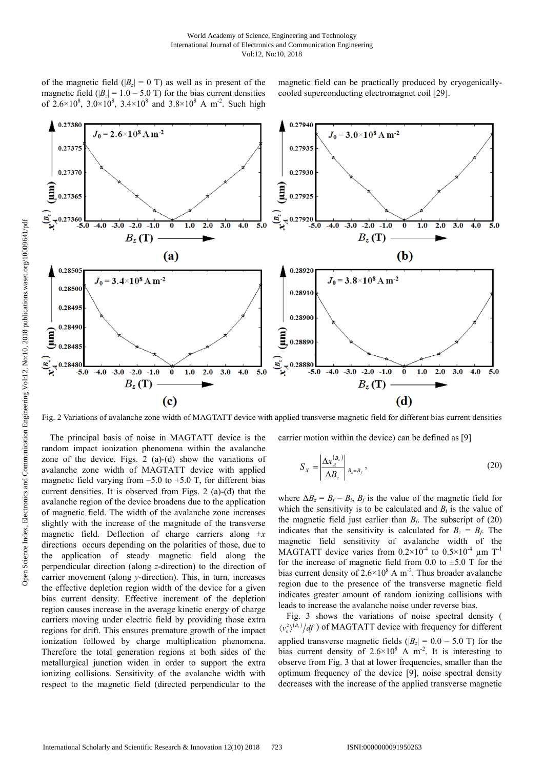of the magnetic field ($|B_z|$ = 0 T) as well as in present of the magnetic field ($|B_z|$ = 1.0 – 5.0 T) for the bias current densities of $2.6\times10^8$, $3.0\times10^8$, $3.4\times10^8$ and $3.8\times10^8$ A m$^{-2}$. Such high magnetic field can be practically produced by cryogenically-cooled superconducting electromagnet coil [29].

Fig. 2 Variations of avalanche zone width of MAGTATT device with applied transverse magnetic field for different bias current densities

The principal basis of noise in MAGTATT device is the random impact ionization phenomena within the avalanche zone of the device. Figs. 2 (a)-(d) show the variations of avalanche zone width of MAGTATT device with applied magnetic field varying from –5.0 to +5.0 T, for different bias current densities. It is observed from Figs. 2 (a)-(d) that the avalanche region of the device broadens due to the application of magnetic field. The width of the avalanche zone increases slightly with the increase of the magnitude of the transverse magnetic field. Deflection of charge carriers along $\pm x$ directions occurs depending on the polarities of those, due to the application of steady magnetic field along the perpendicular direction (along *z*-direction) to the direction of carrier movement (along *y*-direction). This, in turn, increases the effective depletion region width of the device for a given bias current density. Effective increment of the depletion region causes increase in the average kinetic energy of charge carriers moving under electric field by providing those extra regions for drift. This ensures premature growth of the impact ionization followed by charge multiplication phenomena. Therefore the total generation regions at both sides of the metallurgical junction widen in order to support the extra ionizing collisions. Sensitivity of the avalanche width with respect to the magnetic field (directed perpendicular to the carrier motion within the device) can be defined as [9]

$$S_X = \left|\frac{\Delta x_A^{(B_z)}}{\Delta B_z}\right|_{B_z=B_f}, \tag{20}$$

where $\Delta B_z = B_f - B_i$, $B_f$ is the value of the magnetic field for which the sensitivity is to be calculated and $B_i$ is the value of the magnetic field just earlier than $B_f$. The subscript of (20) indicates that the sensitivity is calculated for $B_z = B_f$. The magnetic field sensitivity of avalanche width of the MAGTATT device varies from $0.2\times10^{-4}$ to $0.5\times10^{-4}$ μm T$^{-1}$ for the increase of magnetic field from 0.0 to ±5.0 T for the bias current density of $2.6\times10^8$ A m$^{-2}$. Thus broader avalanche region due to the presence of the transverse magnetic field indicates greater amount of random ionizing collisions with leads to increase the avalanche noise under reverse bias.

Fig. 3 shows the variations of noise spectral density ( $\langle v_n^2\rangle^{(B_z)}/df$ ) of MAGTATT device with frequency for different applied transverse magnetic fields ($|B_z|$ = 0.0 – 5.0 T) for the bias current density of $2.6\times10^8$ A m$^{-2}$. It is interesting to observe from Fig. 3 that at lower frequencies, smaller than the optimum frequency of the device [9], noise spectral density decreases with the increase of the applied transverse magnetic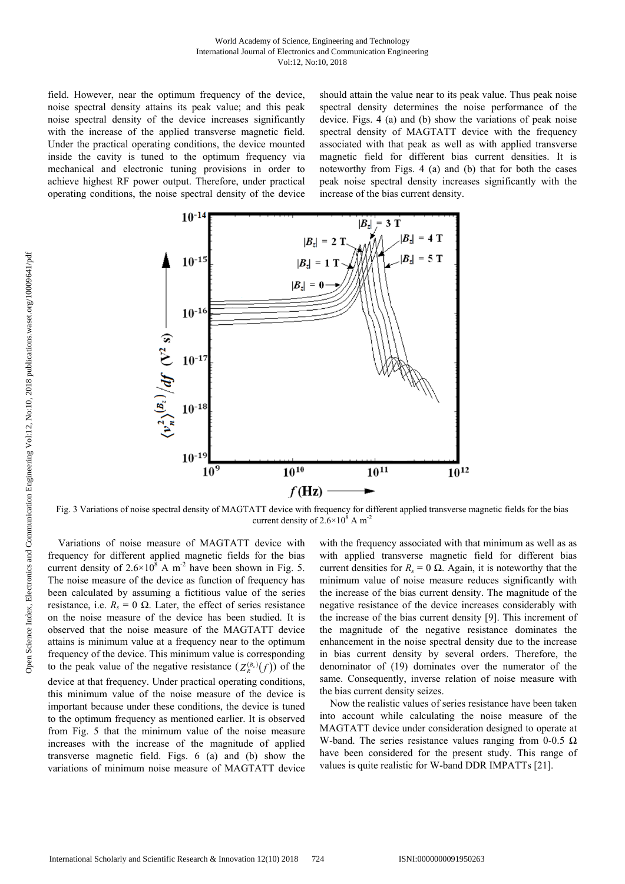field. However, near the optimum frequency of the device, noise spectral density attains its peak value; and this peak noise spectral density of the device increases significantly with the increase of the applied transverse magnetic field. Under the practical operating conditions, the device mounted inside the cavity is tuned to the optimum frequency via mechanical and electronic tuning provisions in order to achieve highest RF power output. Therefore, under practical operating conditions, the noise spectral density of the device should attain the value near to its peak value. Thus peak noise spectral density determines the noise performance of the device. Figs. 4 (a) and (b) show the variations of peak noise spectral density of MAGTATT device with the frequency associated with that peak as well as with applied transverse magnetic field for different bias current densities. It is noteworthy from Figs. 4 (a) and (b) that for both the cases peak noise spectral density increases significantly with the increase of the bias current density.

Fig. 3 Variations of noise spectral density of MAGTATT device with frequency for different applied transverse magnetic fields for the bias current density of $2.6\times10^8$ A m$^{-2}$

Variations of noise measure of MAGTATT device with frequency for different applied magnetic fields for the bias current density of $2.6\times10^8$ A m$^{-2}$ have been shown in Fig. 5. The noise measure of the device as function of frequency has been calculated by assuming a fictitious value of the series resistance, i.e. $R_s = 0\ \Omega$. Later, the effect of series resistance on the noise measure of the device has been studied. It is observed that the noise measure of the MAGTATT device attains is minimum value at a frequency near to the optimum frequency of the device. This minimum value is corresponding to the peak value of the negative resistance ($Z_R^{(B_z)}(f)$) of the device at that frequency. Under practical operating conditions, this minimum value of the noise measure of the device is important because under these conditions, the device is tuned to the optimum frequency as mentioned earlier. It is observed from Fig. 5 that the minimum value of the noise measure increases with the increase of the magnitude of applied transverse magnetic field. Figs. 6 (a) and (b) show the variations of minimum noise measure of MAGTATT device with the frequency associated with that minimum as well as as with applied transverse magnetic field for different bias current densities for $R_s = 0\ \Omega$. Again, it is noteworthy that the minimum value of noise measure reduces significantly with the increase of the bias current density. The magnitude of the negative resistance of the device increases considerably with the increase of the bias current density [9]. This increment of the magnitude of the negative resistance dominates the enhancement in the noise spectral density due to the increase in bias current density by several orders. Therefore, the denominator of (19) dominates over the numerator of the same. Consequently, inverse relation of noise measure with the bias current density seizes.

Now the realistic values of series resistance have been taken into account while calculating the noise measure of the MAGTATT device under consideration designed to operate at W-band. The series resistance values ranging from 0-0.5 $\Omega$ have been considered for the present study. This range of values is quite realistic for W-band DDR IMPATTs [21].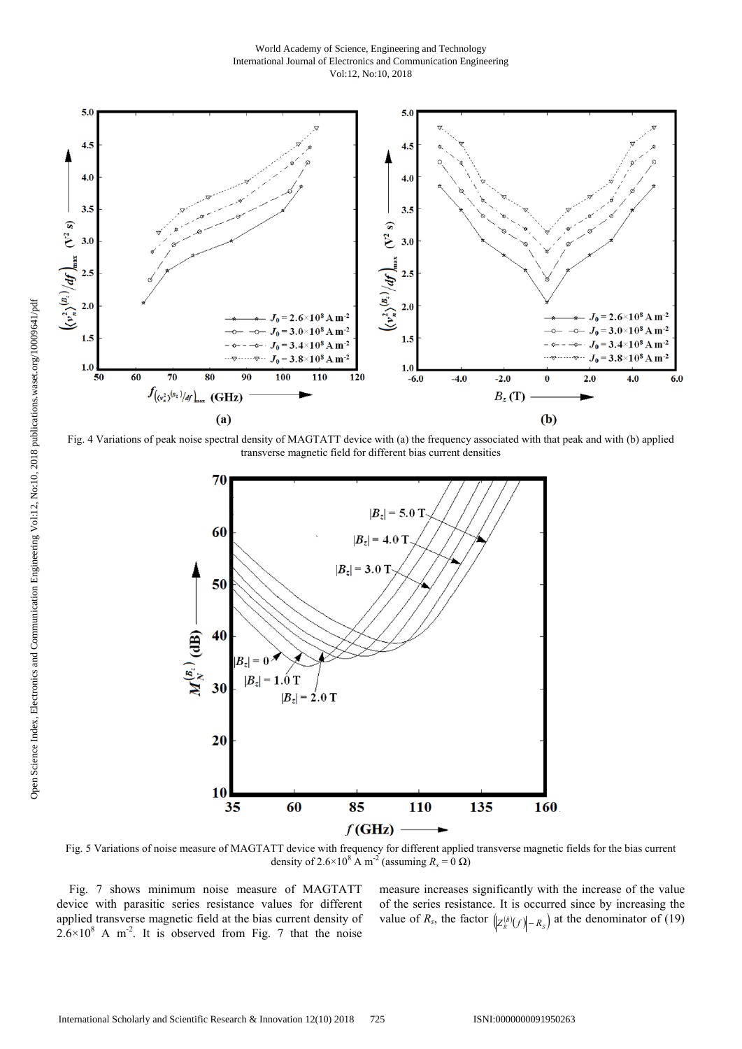Fig. 4 Variations of peak noise spectral density of MAGTATT device with (a) the frequency associated with that peak and with (b) applied transverse magnetic field for different bias current densities

Fig. 5 Variations of noise measure of MAGTATT device with frequency for different applied transverse magnetic fields for the bias current density of $2.6\times10^8$ A m$^{-2}$ (assuming $R_s = 0\ \Omega$)

Fig. 7 shows minimum noise measure of MAGTATT device with parasitic series resistance values for different applied transverse magnetic field at the bias current density of $2.6\times10^8$ A m$^{-2}$. It is observed from Fig. 7 that the noise measure increases significantly with the increase of the value of the series resistance. It is occurred since by increasing the value of $R_s$, the factor $\left(\left|Z_R^{(B)}(f)\right| - R_S\right)$ at the denominator of (19)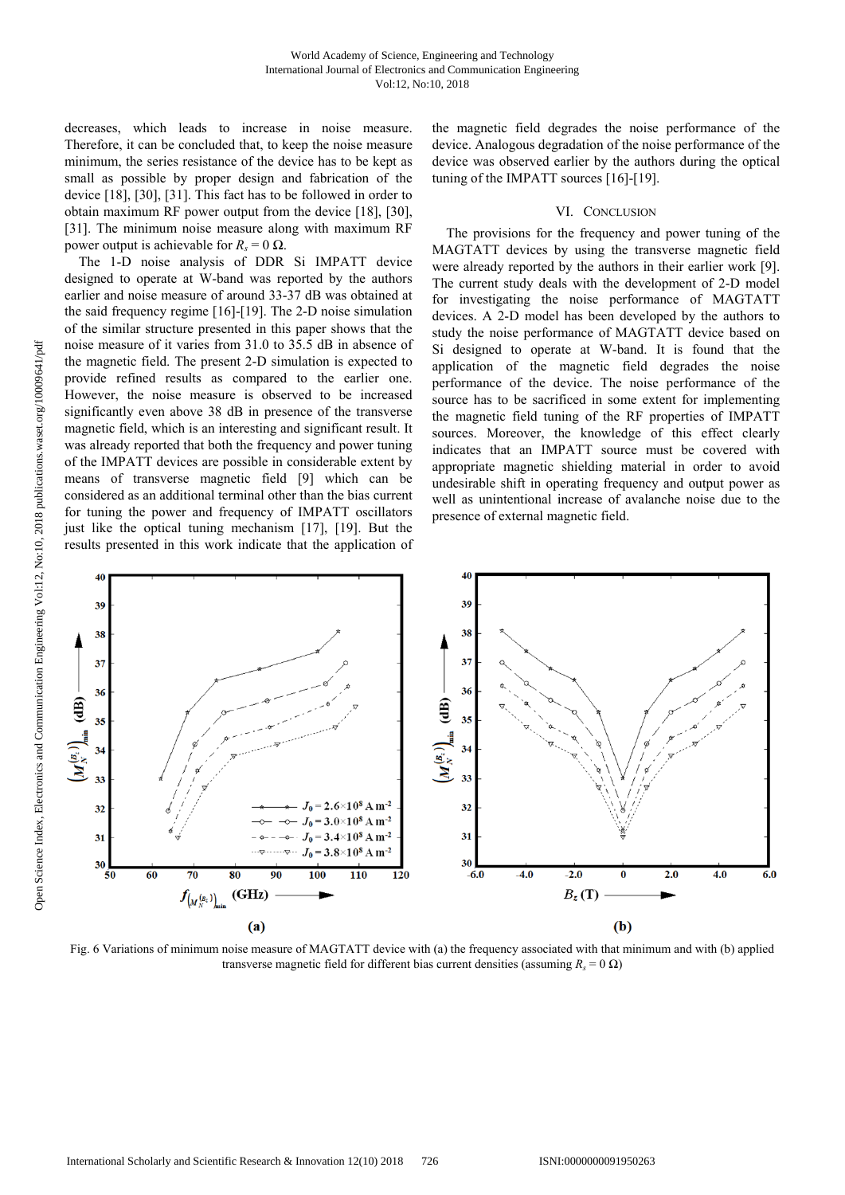decreases, which leads to increase in noise measure. Therefore, it can be concluded that, to keep the noise measure minimum, the series resistance of the device has to be kept as small as possible by proper design and fabrication of the device [18], [30], [31]. This fact has to be followed in order to obtain maximum RF power output from the device [18], [30], [31]. The minimum noise measure along with maximum RF power output is achievable for $R_s = 0\ \Omega$.

The 1-D noise analysis of DDR Si IMPATT device designed to operate at W-band was reported by the authors earlier and noise measure of around 33-37 dB was obtained at the said frequency regime [16]-[19]. The 2-D noise simulation of the similar structure presented in this paper shows that the noise measure of it varies from 31.0 to 35.5 dB in absence of the magnetic field. The present 2-D simulation is expected to provide refined results as compared to the earlier one. However, the noise measure is observed to be increased significantly even above 38 dB in presence of the transverse magnetic field, which is an interesting and significant result. It was already reported that both the frequency and power tuning of the IMPATT devices are possible in considerable extent by means of transverse magnetic field [9] which can be considered as an additional terminal other than the bias current for tuning the power and frequency of IMPATT oscillators just like the optical tuning mechanism [17], [19]. But the results presented in this work indicate that the application of the magnetic field degrades the noise performance of the device. Analogous degradation of the noise performance of the device was observed earlier by the authors during the optical tuning of the IMPATT sources [16]-[19].

## VI. Conclusion

The provisions for the frequency and power tuning of the MAGTATT devices by using the transverse magnetic field were already reported by the authors in their earlier work [9]. The current study deals with the development of 2-D model for investigating the noise performance of MAGTATT devices. A 2-D model has been developed by the authors to study the noise performance of MAGTATT device based on Si designed to operate at W-band. It is found that the application of the magnetic field degrades the noise performance of the device. The noise performance of the source has to be sacrificed in some extent for implementing the magnetic field tuning of the RF properties of IMPATT sources. Moreover, the knowledge of this effect clearly indicates that an IMPATT source must be covered with appropriate magnetic shielding material in order to avoid undesirable shift in operating frequency and output power as well as unintentional increase of avalanche noise due to the presence of external magnetic field.

Fig. 6 Variations of minimum noise measure of MAGTATT device with (a) the frequency associated with that minimum and with (b) applied transverse magnetic field for different bias current densities (assuming $R_s = 0\ \Omega$)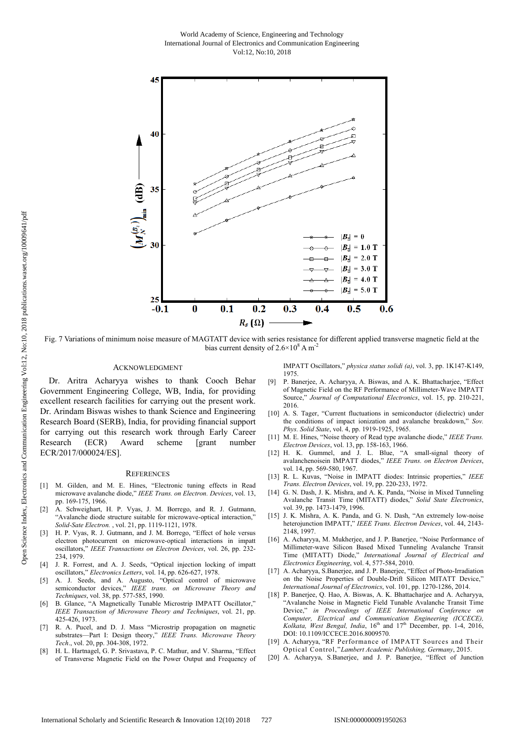Fig. 7 Variations of minimum noise measure of MAGTATT device with series resistance for different applied transverse magnetic field at the bias current density of $2.6\times10^8$ A m$^{-2}$

## ACKNOWLEDGMENT

Dr. Aritra Acharyya wishes to thank Cooch Behar Government Engineering College, WB, India, for providing excellent research facilities for carrying out the present work. Dr. Arindam Biswas wishes to thank Science and Engineering Research Board (SERB), India, for providing financial support for carrying out this research work through Early Career Research (ECR) Award scheme [grant number ECR/2017/000024/ES].

## REFERENCES

[1] M. Gilden, and M. E. Hines, "Electronic tuning effects in Read microwave avalanche diode," *IEEE Trans. on Electron. Devices*, vol. 13, pp. 169-175, 1966.

[2] A. Schweighart, H. P. Vyas, J. M. Borrego, and R. J. Gutmann, "Avalanche diode structure suitable for microwave-optical interaction," *Solid-Sate Electron.* , vol. 21, pp. 1119-1121, 1978.

[3] H. P. Vyas, R. J. Gutmann, and J. M. Borrego, "Effect of hole versus electron photocurrent on microwave-optical interactions in impatt oscillators," *IEEE Transactions on Electron Devices*, vol. 26, pp. 232-234, 1979.

[4] J. R. Forrest, and A. J. Seeds, "Optical injection locking of impatt oscillators," *Electronics Letters*, vol. 14, pp. 626-627, 1978.

[5] A. J. Seeds, and A. Augusto, "Optical control of microwave semiconductor devices," *IEEE trans. on Microwave Theory and Techniques*, vol. 38, pp. 577-585, 1990.

[6] B. Glance, "A Magnetically Tunable Microstrip IMPATT Oscillator," *IEEE Transaction of Microwave Theory and Techniques*, vol. 21, pp. 425-426, 1973.

[7] R. A. Pucel, and D. J. Mass "Microstrip propagation on magnetic substrates—Part I: Design theory," *IEEE Trans. Microwave Theory Tech*., vol. 20, pp. 304-308, 1972.

[8] H. L. Hartnagel, G. P. Srivastava, P. C. Mathur, and V. Sharma, "Effect of Transverse Magnetic Field on the Power Output and Frequency of IMPATT Oscillators," *physica status solidi (a)*, vol. 3, pp. 1K147-K149, 1975.

[9] P. Banerjee, A. Acharyya, A. Biswas, and A. K. Bhattacharjee, "Effect of Magnetic Field on the RF Performance of Millimeter-Wave IMPATT Source," *Journal of Computational Electronics*, vol. 15, pp. 210-221, 2016.

[10] A. S. Tager, "Current fluctuations in semiconductor (dielectric) under the conditions of impact ionization and avalanche breakdown," *Sov. Phys. Solid State*, vol. 4, pp. 1919-1925, 1965.

[11] M. E. Hines, "Noise theory of Read type avalanche diode," *IEEE Trans. Electron Devices*, vol. 13, pp. 158-163, 1966.

[12] H. K. Gummel, and J. L. Blue, "A small-signal theory of avalanchenoisein IMPATT diodes," *IEEE Trans. on Electron Devices*, vol. 14, pp. 569-580, 1967.

[13] R. L. Kuvas, "Noise in IMPATT diodes: Intrinsic properties," *IEEE Trans. Electron Devices*, vol. 19, pp. 220-233, 1972.

[14] G. N. Dash, J. K. Mishra, and A. K. Panda, "Noise in Mixed Tunneling Avalanche Transit Time (MITATT) diodes," *Solid State Electronics*, vol. 39, pp. 1473-1479, 1996.

[15] J. K. Mishra, A. K. Panda, and G. N. Dash, "An extremely low-noise heterojunction IMPATT," *IEEE Trans. Electron Devices*, vol. 44, 2143-2148, 1997.

[16] A. Acharyya, M. Mukherjee, and J. P. Banerjee, "Noise Performance of Millimeter-wave Silicon Based Mixed Tunneling Avalanche Transit Time (MITATT) Diode," *International Journal of Electrical and Electronics Engineering*, vol. 4, 577-584, 2010.

[17] A. Acharyya, S.Banerjee, and J. P. Banerjee, "Effect of Photo-Irradiation on the Noise Properties of Double-Drift Silicon MITATT Device," *International Journal of Electronics*, vol. 101, pp. 1270-1286, 2014.

[18] P. Banerjee, Q. Hao, A. Biswas, A. K. Bhattacharjee and A. Acharyya, "Avalanche Noise in Magnetic Field Tunable Avalanche Transit Time Device," *in Proceedings of IEEE International Conference on Computer, Electrical and Communication Engineering (ICCECE), Kolkata, West Bengal, India*, 16th and 17th December, pp. 1-4, 2016, DOI: 10.1109/ICCECE.2016.8009570.

[19] A. Acharyya, "RF Performance of IMPATT Sources and Their Optical Control,"*Lambert Academic Publishing, Germany*, 2015.

[20] A. Acharyya, S.Banerjee, and J. P. Banerjee, "Effect of Junction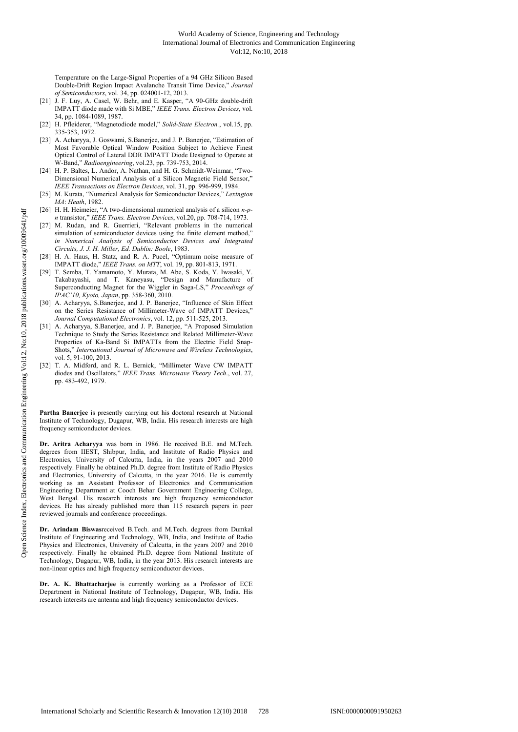Temperature on the Large-Signal Properties of a 94 GHz Silicon Based Double-Drift Region Impact Avalanche Transit Time Device," *Journal of Semiconductors*, vol. 34, pp. 024001-12, 2013.

[21] J. F. Luy, A. Casel, W. Behr, and E. Kasper, "A 90-GHz double-drift IMPATT diode made with Si MBE," *IEEE Trans. Electron Devices*, vol. 34, pp. 1084-1089, 1987.

[22] H. Pfleiderer, "Magnetodiode model," *Solid-State Electron.*, vol.15, pp. 335-353, 1972.

[23] A. Acharyya, J. Goswami, S.Banerjee, and J. P. Banerjee, "Estimation of Most Favorable Optical Window Position Subject to Achieve Finest Optical Control of Lateral DDR IMPATT Diode Designed to Operate at W-Band," *Radioengineering*, vol.23, pp. 739-753, 2014.

[24] H. P. Baltes, L. Andor, A. Nathan, and H. G. Schmidt-Weinmar, "Two-Dimensional Numerical Analysis of a Silicon Magnetic Field Sensor," *IEEE Transactions on Electron Devices*, vol. 31, pp. 996-999, 1984.

[25] M. Kurata, "Numerical Analysis for Semiconductor Devices," *Lexington MA*: *Heath*, 1982.

[26] H. H. Heimeier, "A two-dimensional numerical analysis of a silicon *n-p-n* transistor," *IEEE Trans. Electron Devices*, vol.20, pp. 708-714, 1973.

[27] M. Rudan, and R. Guerrieri, "Relevant problems in the numerical simulation of semiconductor devices using the finite element method," *in Numerical Analysis of Semiconductor Devices and Integrated Circuits, J. J. H. Miller, Ed. Dublin: Boole*, 1983.

[28] H. A. Haus, H. Statz, and R. A. Pucel, "Optimum noise measure of IMPATT diode," *IEEE Trans. on MTT*, vol. 19, pp. 801-813, 1971.

[29] T. Semba, T. Yamamoto, Y. Murata, M. Abe, S. Koda, Y. Iwasaki, Y. Takabayashi, and T. Kaneyasu, "Design and Manufacture of Superconducting Magnet for the Wiggler in Saga-LS," *Proceedings of IPAC'10, Kyoto, Japan*, pp. 358-360, 2010.

[30] A. Acharyya, S.Banerjee, and J. P. Banerjee, "Influence of Skin Effect on the Series Resistance of Millimeter-Wave of IMPATT Devices," *Journal Computational Electronics*, vol. 12, pp. 511-525, 2013.

[31] A. Acharyya, S.Banerjee, and J. P. Banerjee, "A Proposed Simulation Technique to Study the Series Resistance and Related Millimeter-Wave Properties of Ka-Band Si IMPATTs from the Electric Field Snap-Shots," *International Journal of Microwave and Wireless Technologies*, vol. 5, 91-100, 2013.

[32] T. A. Midford, and R. L. Bernick, "Millimeter Wave CW IMPATT diodes and Oscillators," *IEEE Trans. Microwave Theory Tech*., vol. 27, pp. 483-492, 1979.

**Partha Banerjee** is presently carrying out his doctoral research at National Institute of Technology, Dugapur, WB, India. His research interests are high frequency semiconductor devices.

**Dr. Aritra Acharyya** was born in 1986. He received B.E. and M.Tech. degrees from IIEST, Shibpur, India, and Institute of Radio Physics and Electronics, University of Calcutta, India, in the years 2007 and 2010 respectively. Finally he obtained Ph.D. degree from Institute of Radio Physics and Electronics, University of Calcutta, in the year 2016. He is currently working as an Assistant Professor of Electronics and Communication Engineering Department at Cooch Behar Government Engineering College, West Bengal. His research interests are high frequency semiconductor devices. He has already published more than 115 research papers in peer reviewed journals and conference proceedings.

**Dr. Arindam Biswas**received B.Tech. and M.Tech. degrees from Dumkal Institute of Engineering and Technology, WB, India, and Institute of Radio Physics and Electronics, University of Calcutta, in the years 2007 and 2010 respectively. Finally he obtained Ph.D. degree from National Institute of Technology, Dugapur, WB, India, in the year 2013. His research interests are non-linear optics and high frequency semiconductor devices.

**Dr. A. K. Bhattacharjee** is currently working as a Professor of ECE Department in National Institute of Technology, Dugapur, WB, India. His research interests are antenna and high frequency semiconductor devices.